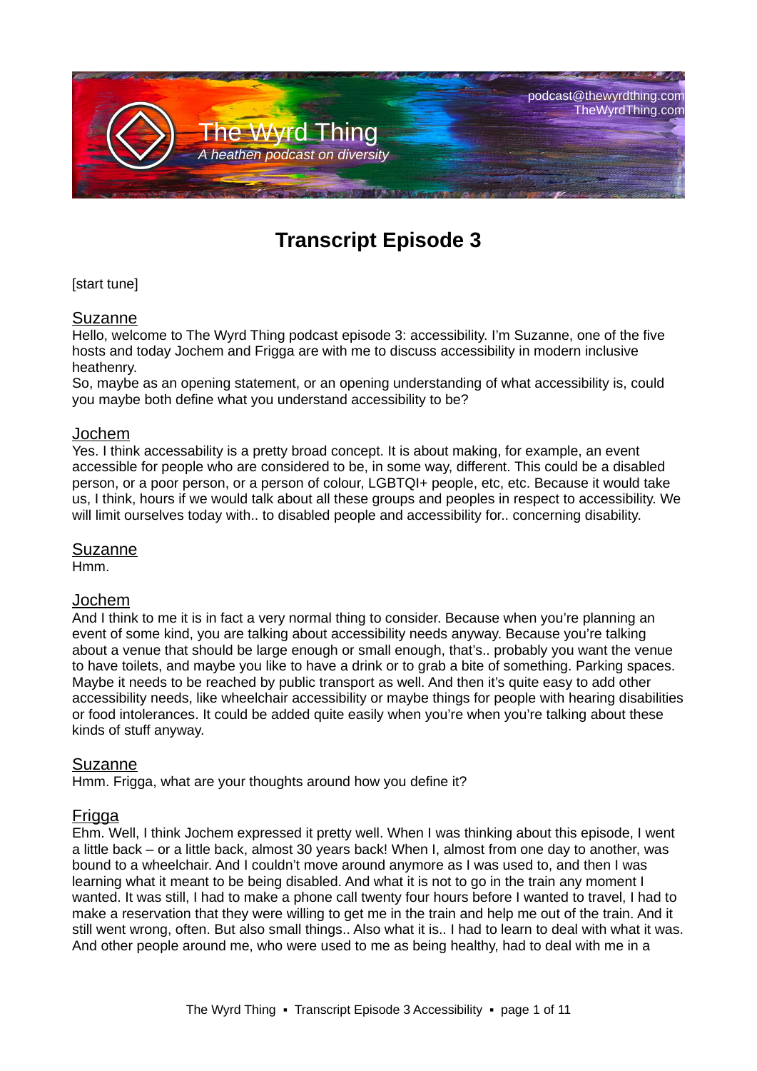The Wyrd Thing

*A heathen podcast on diversity*

podcast@thewyrdthing.com
TheWyrdThing.com

# Transcript Episode 3

[start tune]

## Suzanne

Hello, welcome to The Wyrd Thing podcast episode 3: accessibility. I'm Suzanne, one of the five hosts and today Jochem and Frigga are with me to discuss accessibility in modern inclusive heathenry.
So, maybe as an opening statement, or an opening understanding of what accessibility is, could you maybe both define what you understand accessibility to be?

## Jochem

Yes. I think accessability is a pretty broad concept. It is about making, for example, an event accessible for people who are considered to be, in some way, different. This could be a disabled person, or a poor person, or a person of colour, LGBTQI+ people, etc, etc. Because it would take us, I think, hours if we would talk about all these groups and peoples in respect to accessibility. We will limit ourselves today with.. to disabled people and accessibility for.. concerning disability.

## Suzanne

Hmm.

## Jochem

And I think to me it is in fact a very normal thing to consider. Because when you're planning an event of some kind, you are talking about accessibility needs anyway. Because you're talking about a venue that should be large enough or small enough, that's.. probably you want the venue to have toilets, and maybe you like to have a drink or to grab a bite of something. Parking spaces. Maybe it needs to be reached by public transport as well. And then it's quite easy to add other accessibility needs, like wheelchair accessibility or maybe things for people with hearing disabilities or food intolerances. It could be added quite easily when you're when you're talking about these kinds of stuff anyway.

## Suzanne

Hmm. Frigga, what are your thoughts around how you define it?

## Frigga

Ehm. Well, I think Jochem expressed it pretty well. When I was thinking about this episode, I went a little back – or a little back, almost 30 years back! When I, almost from one day to another, was bound to a wheelchair. And I couldn't move around anymore as I was used to, and then I was learning what it meant to be being disabled. And what it is not to go in the train any moment I wanted. It was still, I had to make a phone call twenty four hours before I wanted to travel, I had to make a reservation that they were willing to get me in the train and help me out of the train. And it still went wrong, often. But also small things.. Also what it is.. I had to learn to deal with what it was. And other people around me, who were used to me as being healthy, had to deal with me in a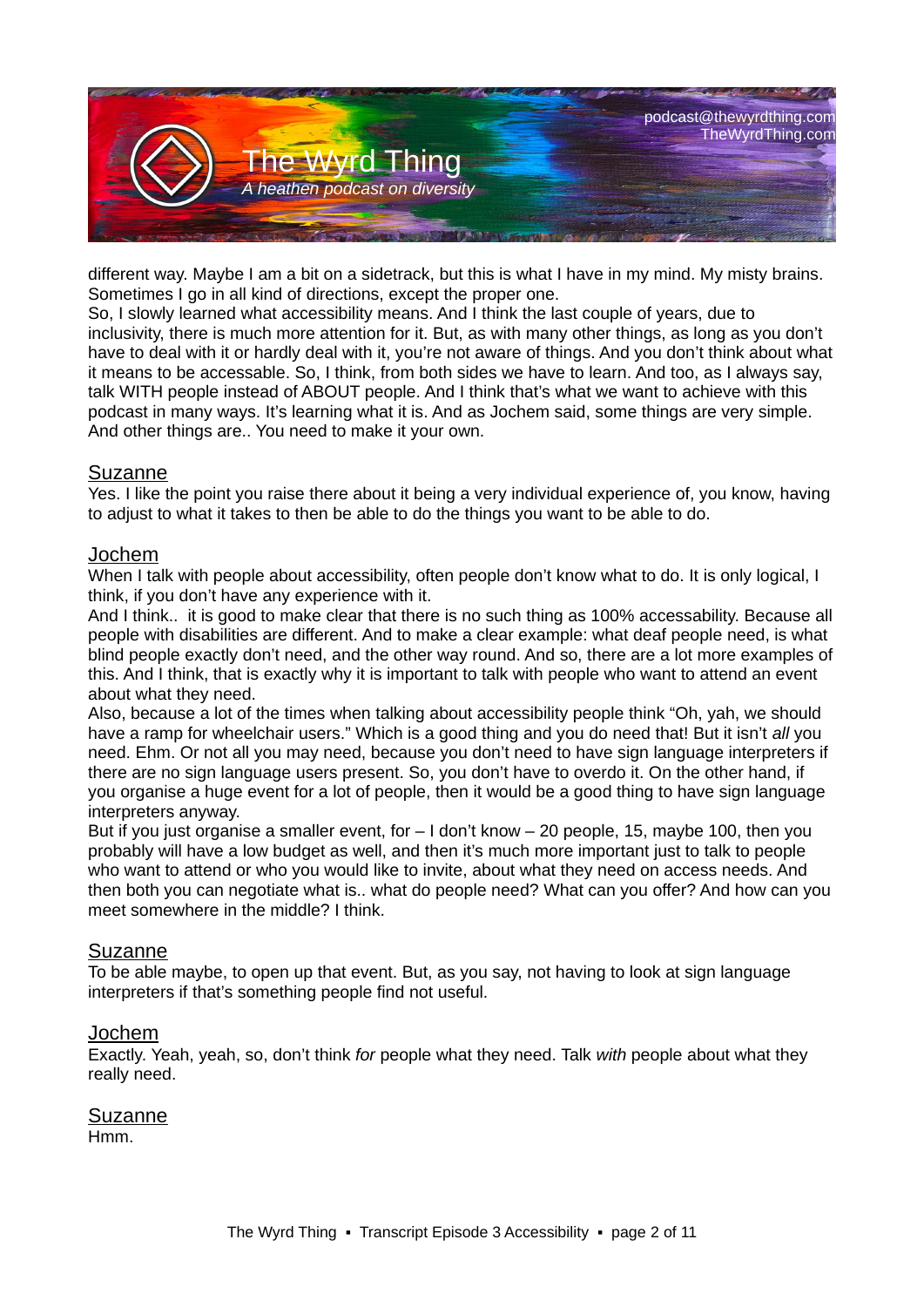different way. Maybe I am a bit on a sidetrack, but this is what I have in my mind. My misty brains. Sometimes I go in all kind of directions, except the proper one.
So, I slowly learned what accessibility means. And I think the last couple of years, due to inclusivity, there is much more attention for it. But, as with many other things, as long as you don't have to deal with it or hardly deal with it, you're not aware of things. And you don't think about what it means to be accessable. So, I think, from both sides we have to learn. And too, as I always say, talk WITH people instead of ABOUT people. And I think that's what we want to achieve with this podcast in many ways. It's learning what it is. And as Jochem said, some things are very simple. And other things are.. You need to make it your own.

<u>Suzanne</u>
Yes. I like the point you raise there about it being a very individual experience of, you know, having to adjust to what it takes to then be able to do the things you want to be able to do.

<u>Jochem</u>
When I talk with people about accessibility, often people don't know what to do. It is only logical, I think, if you don't have any experience with it.
And I think.. it is good to make clear that there is no such thing as 100% accessability. Because all people with disabilities are different. And to make a clear example: what deaf people need, is what blind people exactly don't need, and the other way round. And so, there are a lot more examples of this. And I think, that is exactly why it is important to talk with people who want to attend an event about what they need.
Also, because a lot of the times when talking about accessibility people think "Oh, yah, we should have a ramp for wheelchair users." Which is a good thing and you do need that! But it isn't *all* you need. Ehm. Or not all you may need, because you don't need to have sign language interpreters if there are no sign language users present. So, you don't have to overdo it. On the other hand, if you organise a huge event for a lot of people, then it would be a good thing to have sign language interpreters anyway.
But if you just organise a smaller event, for – I don't know – 20 people, 15, maybe 100, then you probably will have a low budget as well, and then it's much more important just to talk to people who want to attend or who you would like to invite, about what they need on access needs. And then both you can negotiate what is.. what do people need? What can you offer? And how can you meet somewhere in the middle? I think.

<u>Suzanne</u>
To be able maybe, to open up that event. But, as you say, not having to look at sign language interpreters if that's something people find not useful.

<u>Jochem</u>
Exactly. Yeah, yeah, so, don't think *for* people what they need. Talk *with* people about what they really need.

<u>Suzanne</u>
Hmm.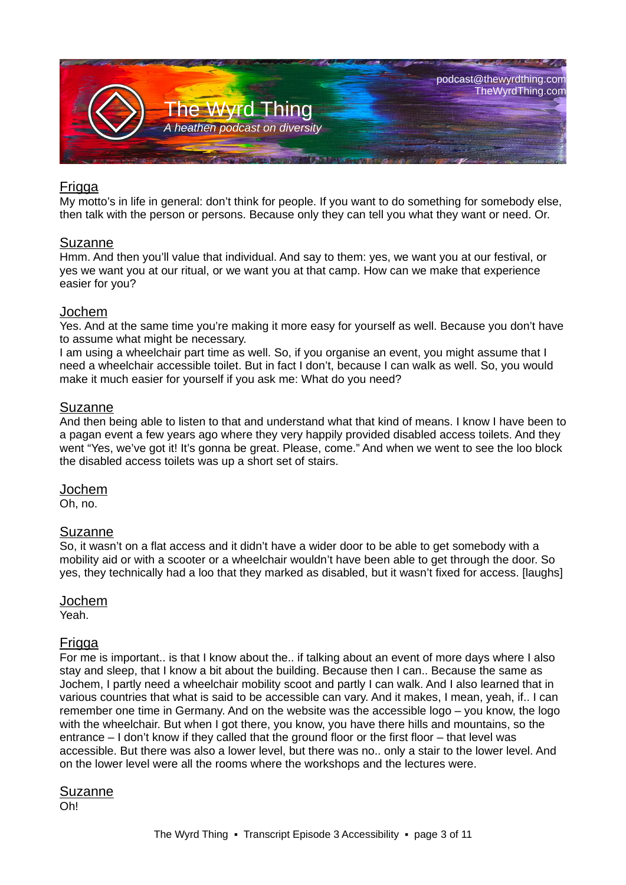Frigga
My motto's in life in general: don't think for people. If you want to do something for somebody else, then talk with the person or persons. Because only they can tell you what they want or need. Or.

Suzanne
Hmm. And then you'll value that individual. And say to them: yes, we want you at our festival, or yes we want you at our ritual, or we want you at that camp. How can we make that experience easier for you?

Jochem
Yes. And at the same time you're making it more easy for yourself as well. Because you don't have to assume what might be necessary.
I am using a wheelchair part time as well. So, if you organise an event, you might assume that I need a wheelchair accessible toilet. But in fact I don't, because I can walk as well. So, you would make it much easier for yourself if you ask me: What do you need?

Suzanne
And then being able to listen to that and understand what that kind of means. I know I have been to a pagan event a few years ago where they very happily provided disabled access toilets. And they went "Yes, we've got it! It's gonna be great. Please, come." And when we went to see the loo block the disabled access toilets was up a short set of stairs.

Jochem
Oh, no.

Suzanne
So, it wasn't on a flat access and it didn't have a wider door to be able to get somebody with a mobility aid or with a scooter or a wheelchair wouldn't have been able to get through the door. So yes, they technically had a loo that they marked as disabled, but it wasn't fixed for access. [laughs]

Jochem
Yeah.

Frigga
For me is important.. is that I know about the.. if talking about an event of more days where I also stay and sleep, that I know a bit about the building. Because then I can.. Because the same as Jochem, I partly need a wheelchair mobility scoot and partly I can walk. And I also learned that in various countries that what is said to be accessible can vary. And it makes, I mean, yeah, if.. I can remember one time in Germany. And on the website was the accessible logo – you know, the logo with the wheelchair. But when I got there, you know, you have there hills and mountains, so the entrance – I don't know if they called that the ground floor or the first floor – that level was accessible. But there was also a lower level, but there was no.. only a stair to the lower level. And on the lower level were all the rooms where the workshops and the lectures were.

Suzanne
Oh!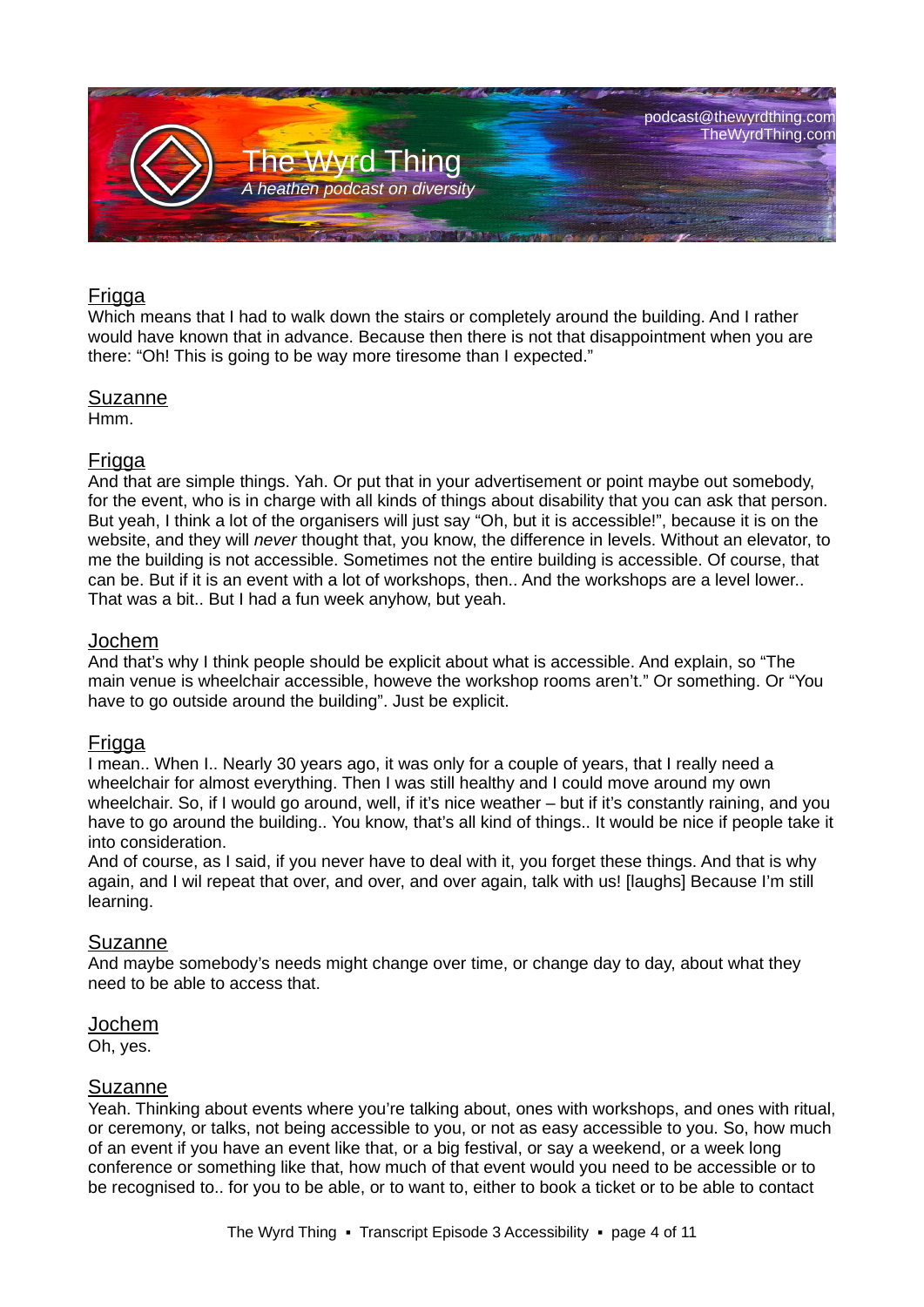Frigga
Which means that I had to walk down the stairs or completely around the building. And I rather would have known that in advance. Because then there is not that disappointment when you are there: “Oh! This is going to be way more tiresome than I expected.”

Suzanne
Hmm.

Frigga
And that are simple things. Yah. Or put that in your advertisement or point maybe out somebody, for the event, who is in charge with all kinds of things about disability that you can ask that person. But yeah, I think a lot of the organisers will just say “Oh, but it is accessible!”, because it is on the website, and they will *never* thought that, you know, the difference in levels. Without an elevator, to me the building is not accessible. Sometimes not the entire building is accessible. Of course, that can be. But if it is an event with a lot of workshops, then.. And the workshops are a level lower.. That was a bit.. But I had a fun week anyhow, but yeah.

Jochem
And that’s why I think people should be explicit about what is accessible. And explain, so “The main venue is wheelchair accessible, howeve the workshop rooms aren’t.” Or something. Or “You have to go outside around the building”. Just be explicit.

Frigga
I mean.. When I.. Nearly 30 years ago, it was only for a couple of years, that I really need a wheelchair for almost everything. Then I was still healthy and I could move around my own wheelchair. So, if I would go around, well, if it’s nice weather – but if it’s constantly raining, and you have to go around the building.. You know, that’s all kind of things.. It would be nice if people take it into consideration.
And of course, as I said, if you never have to deal with it, you forget these things. And that is why again, and I wil repeat that over, and over, and over again, talk with us! [laughs] Because I’m still learning.

Suzanne
And maybe somebody’s needs might change over time, or change day to day, about what they need to be able to access that.

Jochem
Oh, yes.

Suzanne
Yeah. Thinking about events where you’re talking about, ones with workshops, and ones with ritual, or ceremony, or talks, not being accessible to you, or not as easy accessible to you. So, how much of an event if you have an event like that, or a big festival, or say a weekend, or a week long conference or something like that, how much of that event would you need to be accessible or to be recognised to.. for you to be able, or to want to, either to book a ticket or to be able to contact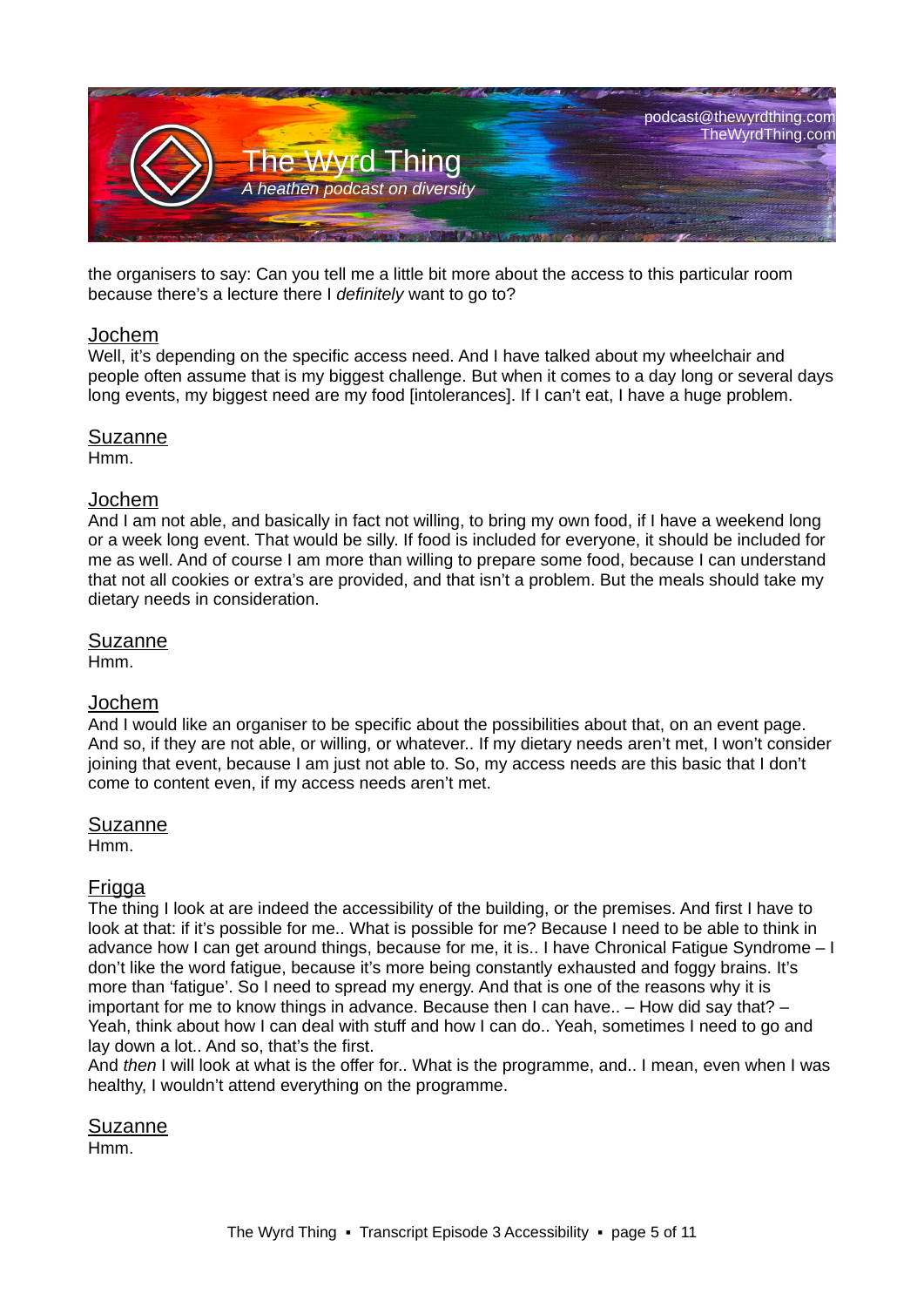the organisers to say: Can you tell me a little bit more about the access to this particular room because there's a lecture there I *definitely* want to go to?

Jochem
Well, it's depending on the specific access need. And I have talked about my wheelchair and people often assume that is my biggest challenge. But when it comes to a day long or several days long events, my biggest need are my food [intolerances]. If I can't eat, I have a huge problem.

Suzanne
Hmm.

Jochem
And I am not able, and basically in fact not willing, to bring my own food, if I have a weekend long or a week long event. That would be silly. If food is included for everyone, it should be included for me as well. And of course I am more than willing to prepare some food, because I can understand that not all cookies or extra's are provided, and that isn't a problem. But the meals should take my dietary needs in consideration.

Suzanne
Hmm.

Jochem
And I would like an organiser to be specific about the possibilities about that, on an event page. And so, if they are not able, or willing, or whatever.. If my dietary needs aren't met, I won't consider joining that event, because I am just not able to. So, my access needs are this basic that I don't come to content even, if my access needs aren't met.

Suzanne
Hmm.

Frigga
The thing I look at are indeed the accessibility of the building, or the premises. And first I have to look at that: if it's possible for me.. What is possible for me? Because I need to be able to think in advance how I can get around things, because for me, it is.. I have Chronical Fatigue Syndrome – I don't like the word fatigue, because it's more being constantly exhausted and foggy brains. It's more than 'fatigue'. So I need to spread my energy. And that is one of the reasons why it is important for me to know things in advance. Because then I can have.. – How did say that? – Yeah, think about how I can deal with stuff and how I can do.. Yeah, sometimes I need to go and lay down a lot.. And so, that's the first.
And *then* I will look at what is the offer for.. What is the programme, and.. I mean, even when I was healthy, I wouldn't attend everything on the programme.

Suzanne
Hmm.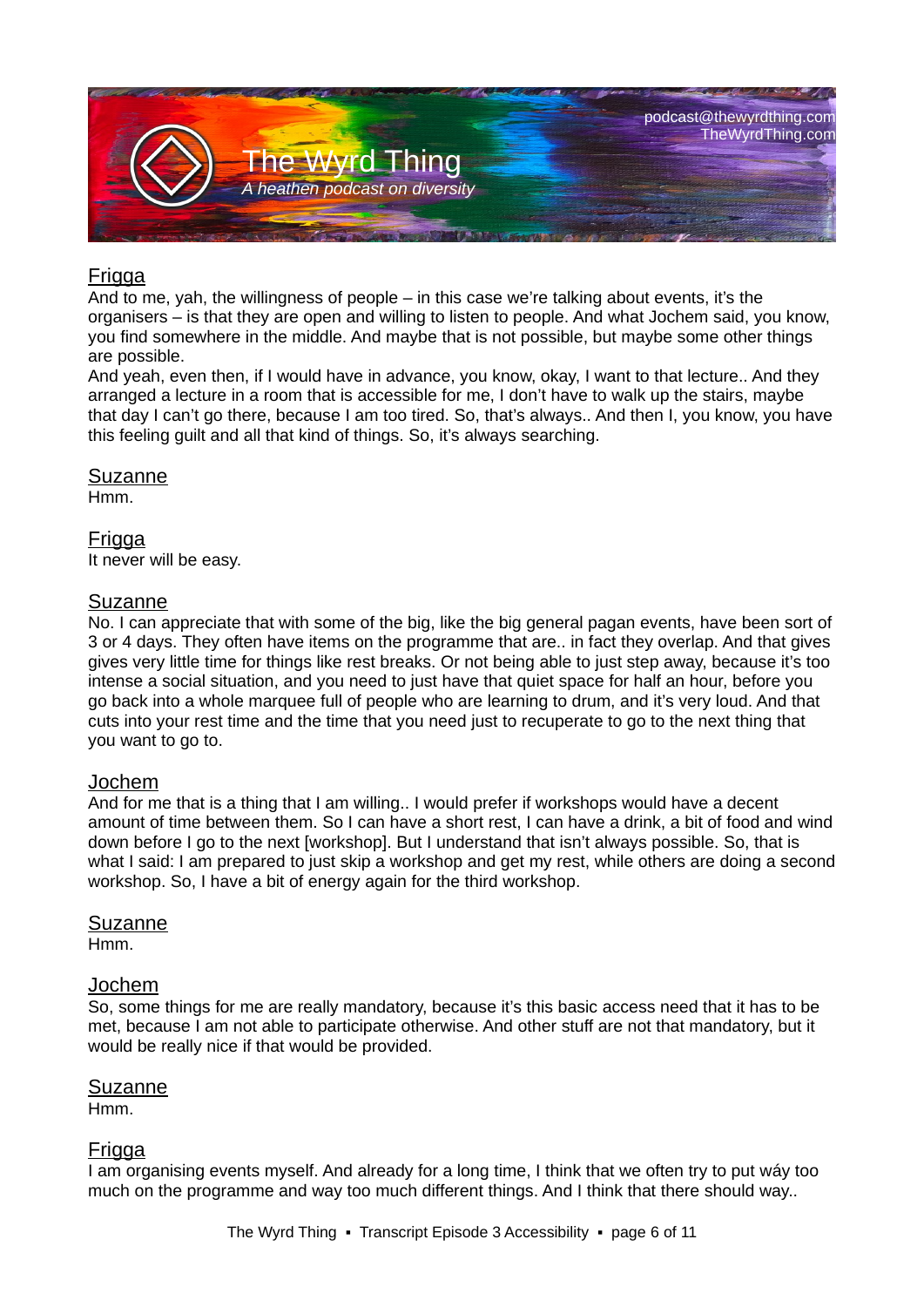Frigga
And to me, yah, the willingness of people – in this case we're talking about events, it's the organisers – is that they are open and willing to listen to people. And what Jochem said, you know, you find somewhere in the middle. And maybe that is not possible, but maybe some other things are possible.
And yeah, even then, if I would have in advance, you know, okay, I want to that lecture.. And they arranged a lecture in a room that is accessible for me, I don't have to walk up the stairs, maybe that day I can't go there, because I am too tired. So, that's always.. And then I, you know, you have this feeling guilt and all that kind of things. So, it's always searching.

Suzanne
Hmm.

Frigga
It never will be easy.

Suzanne
No. I can appreciate that with some of the big, like the big general pagan events, have been sort of 3 or 4 days. They often have items on the programme that are.. in fact they overlap. And that gives gives very little time for things like rest breaks. Or not being able to just step away, because it's too intense a social situation, and you need to just have that quiet space for half an hour, before you go back into a whole marquee full of people who are learning to drum, and it's very loud. And that cuts into your rest time and the time that you need just to recuperate to go to the next thing that you want to go to.

Jochem
And for me that is a thing that I am willing.. I would prefer if workshops would have a decent amount of time between them. So I can have a short rest, I can have a drink, a bit of food and wind down before I go to the next [workshop]. But I understand that isn't always possible. So, that is what I said: I am prepared to just skip a workshop and get my rest, while others are doing a second workshop. So, I have a bit of energy again for the third workshop.

Suzanne
Hmm.

Jochem
So, some things for me are really mandatory, because it's this basic access need that it has to be met, because I am not able to participate otherwise. And other stuff are not that mandatory, but it would be really nice if that would be provided.

Suzanne
Hmm.

Frigga
I am organising events myself. And already for a long time, I think that we often try to put wáy too much on the programme and way too much different things. And I think that there should way..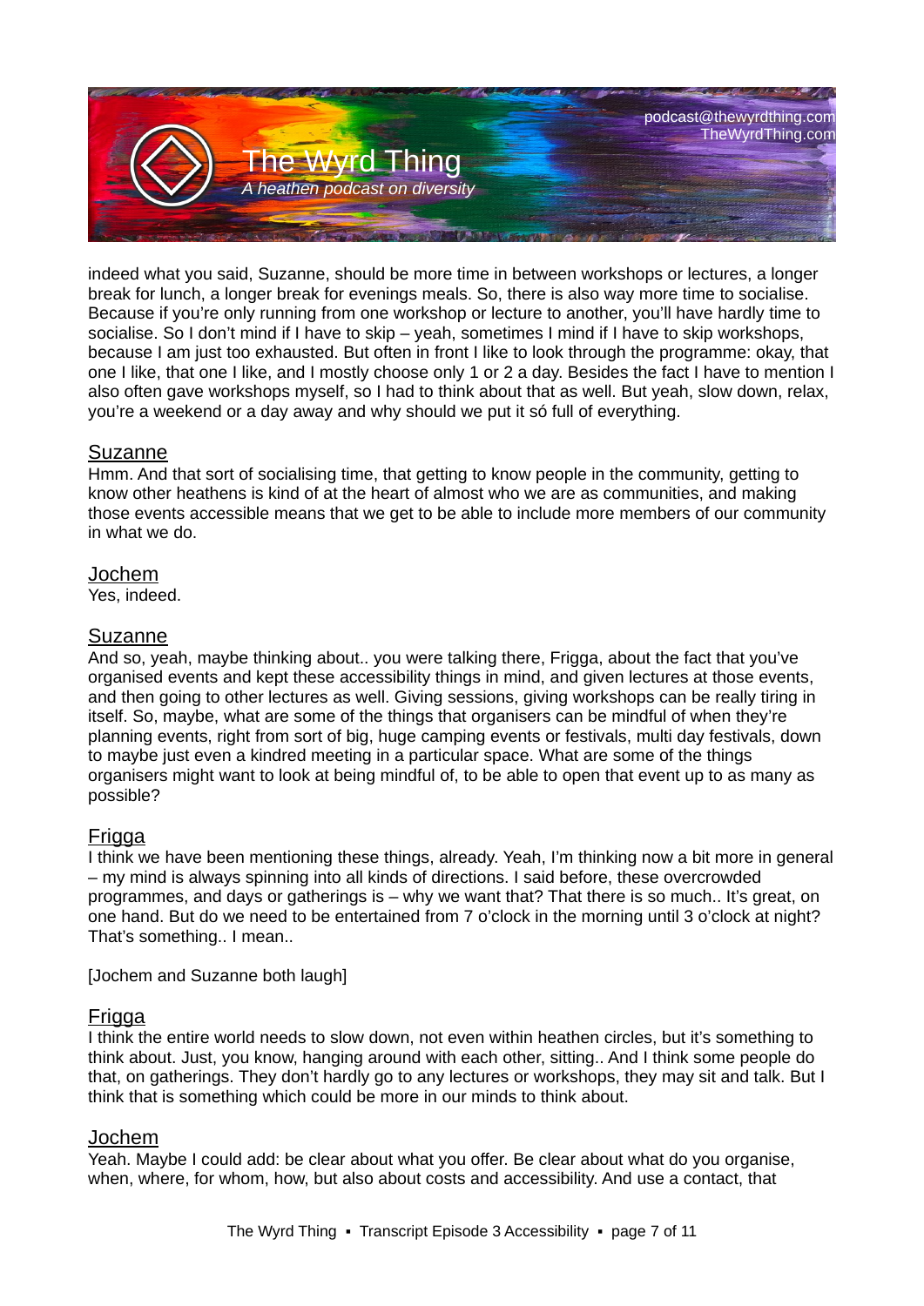indeed what you said, Suzanne, should be more time in between workshops or lectures, a longer break for lunch, a longer break for evenings meals. So, there is also way more time to socialise. Because if you're only running from one workshop or lecture to another, you'll have hardly time to socialise. So I don't mind if I have to skip – yeah, sometimes I mind if I have to skip workshops, because I am just too exhausted. But often in front I like to look through the programme: okay, that one I like, that one I like, and I mostly choose only 1 or 2 a day. Besides the fact I have to mention I also often gave workshops myself, so I had to think about that as well. But yeah, slow down, relax, you're a weekend or a day away and why should we put it só full of everything.

Suzanne
Hmm. And that sort of socialising time, that getting to know people in the community, getting to know other heathens is kind of at the heart of almost who we are as communities, and making those events accessible means that we get to be able to include more members of our community in what we do.

Jochem
Yes, indeed.

Suzanne
And so, yeah, maybe thinking about.. you were talking there, Frigga, about the fact that you've organised events and kept these accessibility things in mind, and given lectures at those events, and then going to other lectures as well. Giving sessions, giving workshops can be really tiring in itself. So, maybe, what are some of the things that organisers can be mindful of when they're planning events, right from sort of big, huge camping events or festivals, multi day festivals, down to maybe just even a kindred meeting in a particular space. What are some of the things organisers might want to look at being mindful of, to be able to open that event up to as many as possible?

Frigga
I think we have been mentioning these things, already. Yeah, I'm thinking now a bit more in general – my mind is always spinning into all kinds of directions. I said before, these overcrowded programmes, and days or gatherings is – why we want that? That there is so much.. It's great, on one hand. But do we need to be entertained from 7 o'clock in the morning until 3 o'clock at night? That's something.. I mean..

[Jochem and Suzanne both laugh]

Frigga
I think the entire world needs to slow down, not even within heathen circles, but it's something to think about. Just, you know, hanging around with each other, sitting.. And I think some people do that, on gatherings. They don't hardly go to any lectures or workshops, they may sit and talk. But I think that is something which could be more in our minds to think about.

Jochem
Yeah. Maybe I could add: be clear about what you offer. Be clear about what do you organise, when, where, for whom, how, but also about costs and accessibility. And use a contact, that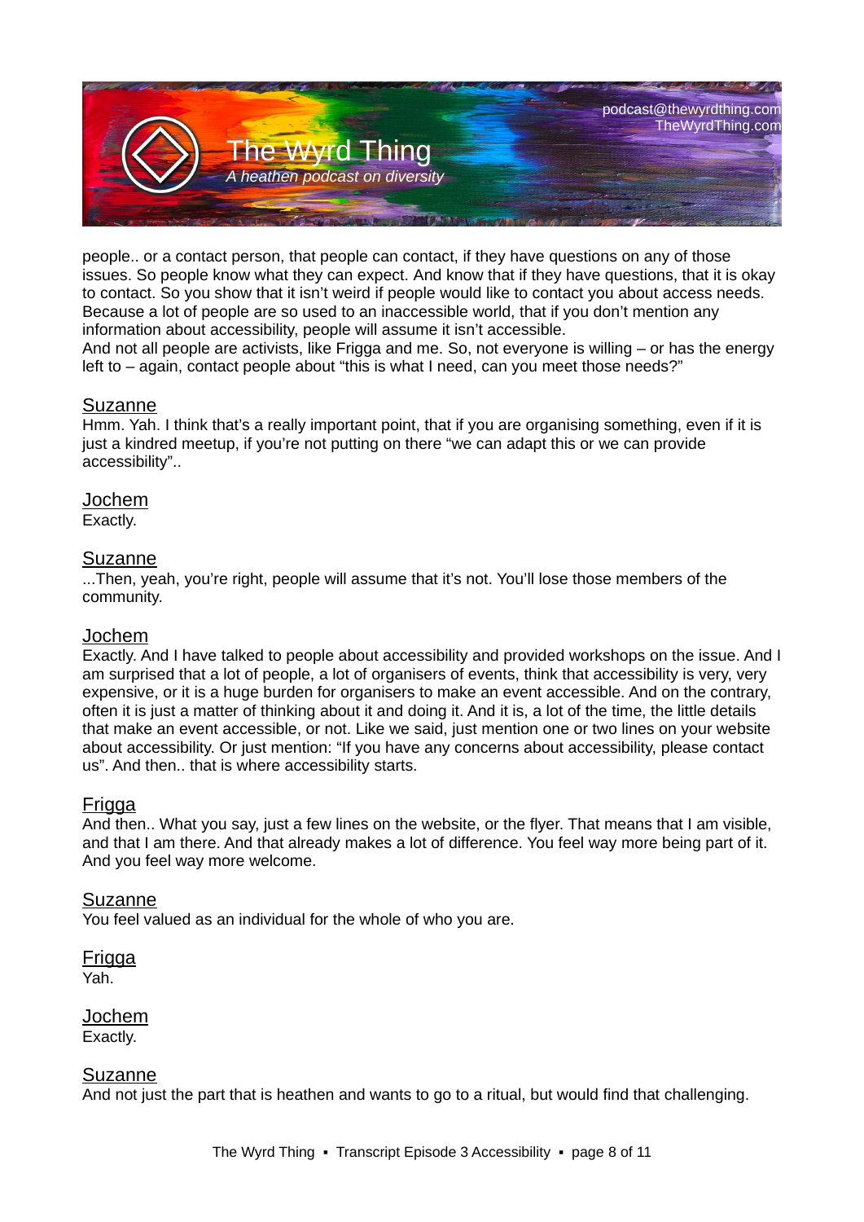people.. or a contact person, that people can contact, if they have questions on any of those issues. So people know what they can expect. And know that if they have questions, that it is okay to contact. So you show that it isn't weird if people would like to contact you about access needs. Because a lot of people are so used to an inaccessible world, that if you don't mention any information about accessibility, people will assume it isn't accessible.
And not all people are activists, like Frigga and me. So, not everyone is willing – or has the energy left to – again, contact people about "this is what I need, can you meet those needs?"

Suzanne
Hmm. Yah. I think that's a really important point, that if you are organising something, even if it is just a kindred meetup, if you're not putting on there "we can adapt this or we can provide accessibility"..

Jochem
Exactly.

Suzanne
...Then, yeah, you're right, people will assume that it's not. You'll lose those members of the community.

Jochem
Exactly. And I have talked to people about accessibility and provided workshops on the issue. And I am surprised that a lot of people, a lot of organisers of events, think that accessibility is very, very expensive, or it is a huge burden for organisers to make an event accessible. And on the contrary, often it is just a matter of thinking about it and doing it. And it is, a lot of the time, the little details that make an event accessible, or not. Like we said, just mention one or two lines on your website about accessibility. Or just mention: "If you have any concerns about accessibility, please contact us". And then.. that is where accessibility starts.

Frigga
And then.. What you say, just a few lines on the website, or the flyer. That means that I am visible, and that I am there. And that already makes a lot of difference. You feel way more being part of it. And you feel way more welcome.

Suzanne
You feel valued as an individual for the whole of who you are.

Frigga
Yah.

Jochem
Exactly.

Suzanne
And not just the part that is heathen and wants to go to a ritual, but would find that challenging.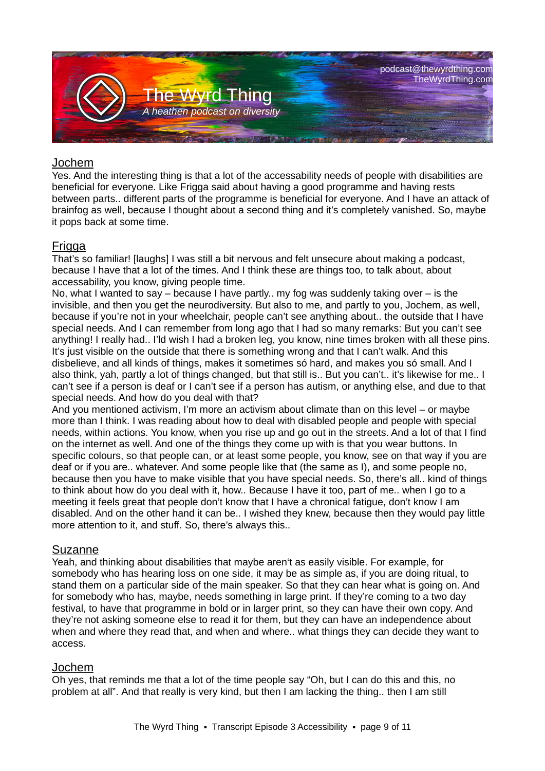Jochem

Yes. And the interesting thing is that a lot of the accessability needs of people with disabilities are beneficial for everyone. Like Frigga said about having a good programme and having rests between parts.. different parts of the programme is beneficial for everyone. And I have an attack of brainfog as well, because I thought about a second thing and it's completely vanished. So, maybe it pops back at some time.

Frigga

That's so familiar! [laughs] I was still a bit nervous and felt unsecure about making a podcast, because I have that a lot of the times. And I think these are things too, to talk about, about accessability, you know, giving people time.

No, what I wanted to say – because I have partly.. my fog was suddenly taking over – is the invisible, and then you get the neurodiversity. But also to me, and partly to you, Jochem, as well, because if you're not in your wheelchair, people can't see anything about.. the outside that I have special needs. And I can remember from long ago that I had so many remarks: But you can't see anything! I really had.. I'ld wish I had a broken leg, you know, nine times broken with all these pins. It's just visible on the outside that there is something wrong and that I can't walk. And this disbelieve, and all kinds of things, makes it sometimes só hard, and makes you só small. And I also think, yah, partly a lot of things changed, but that still is.. But you can't.. it's likewise for me.. I can't see if a person is deaf or I can't see if a person has autism, or anything else, and due to that special needs. And how do you deal with that?

And you mentioned activism, I'm more an activism about climate than on this level – or maybe more than I think. I was reading about how to deal with disabled people and people with special needs, within actions. You know, when you rise up and go out in the streets. And a lot of that I find on the internet as well. And one of the things they come up with is that you wear buttons. In specific colours, so that people can, or at least some people, you know, see on that way if you are deaf or if you are.. whatever. And some people like that (the same as I), and some people no, because then you have to make visible that you have special needs. So, there's all.. kind of things to think about how do you deal with it, how.. Because I have it too, part of me.. when I go to a meeting it feels great that people don't know that I have a chronical fatigue, don't know I am disabled. And on the other hand it can be.. I wished they knew, because then they would pay little more attention to it, and stuff. So, there's always this..

Suzanne

Yeah, and thinking about disabilities that maybe aren't as easily visible. For example, for somebody who has hearing loss on one side, it may be as simple as, if you are doing ritual, to stand them on a particular side of the main speaker. So that they can hear what is going on. And for somebody who has, maybe, needs something in large print. If they're coming to a two day festival, to have that programme in bold or in larger print, so they can have their own copy. And they're not asking someone else to read it for them, but they can have an independence about when and where they read that, and when and where.. what things they can decide they want to access.

Jochem

Oh yes, that reminds me that a lot of the time people say "Oh, but I can do this and this, no problem at all". And that really is very kind, but then I am lacking the thing.. then I am still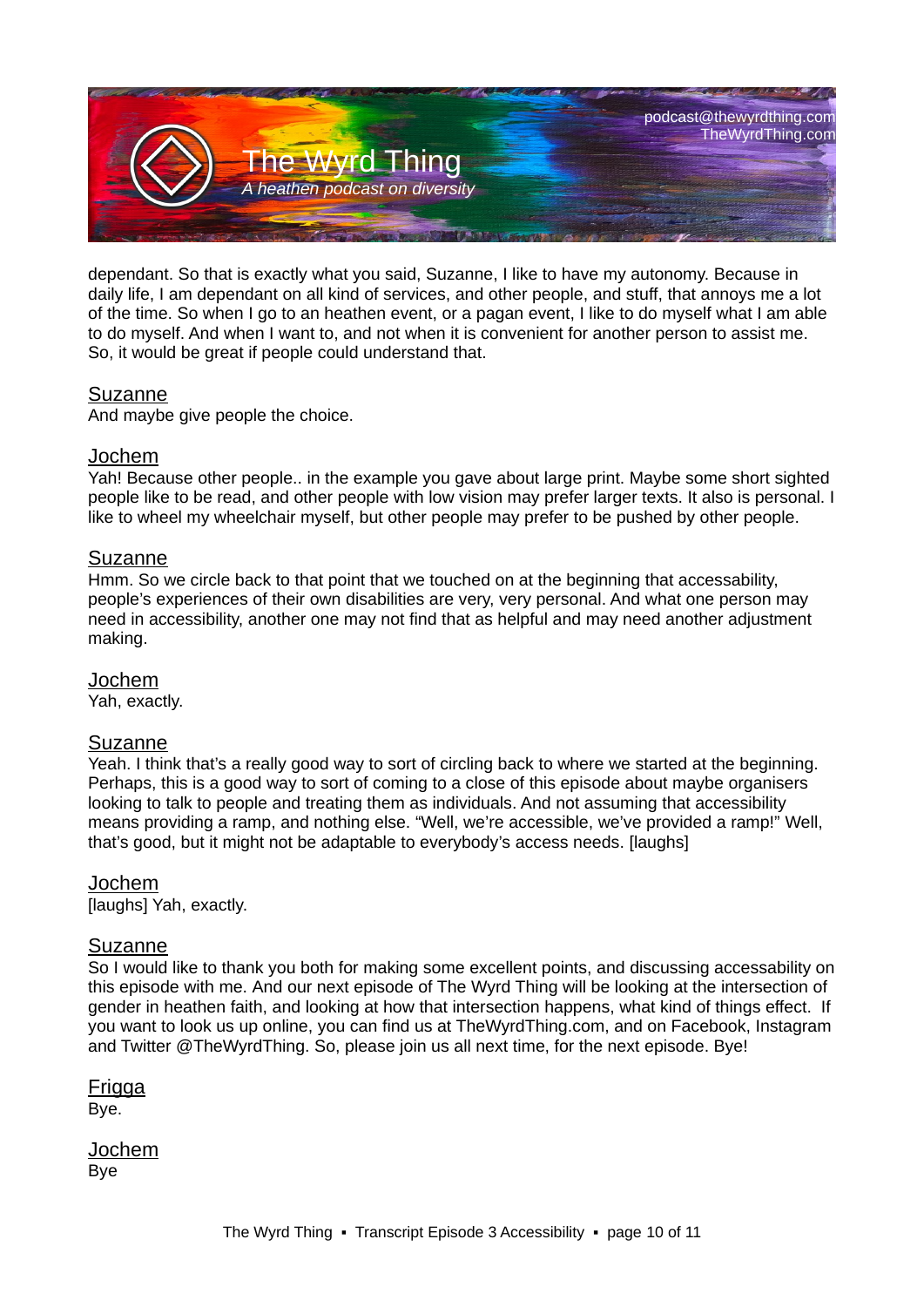dependant. So that is exactly what you said, Suzanne, I like to have my autonomy. Because in daily life, I am dependant on all kind of services, and other people, and stuff, that annoys me a lot of the time. So when I go to an heathen event, or a pagan event, I like to do myself what I am able to do myself. And when I want to, and not when it is convenient for another person to assist me. So, it would be great if people could understand that.

Suzanne
And maybe give people the choice.

Jochem
Yah! Because other people.. in the example you gave about large print. Maybe some short sighted people like to be read, and other people with low vision may prefer larger texts. It also is personal. I like to wheel my wheelchair myself, but other people may prefer to be pushed by other people.

Suzanne
Hmm. So we circle back to that point that we touched on at the beginning that accessability, people's experiences of their own disabilities are very, very personal. And what one person may need in accessibility, another one may not find that as helpful and may need another adjustment making.

Jochem
Yah, exactly.

Suzanne
Yeah. I think that's a really good way to sort of circling back to where we started at the beginning. Perhaps, this is a good way to sort of coming to a close of this episode about maybe organisers looking to talk to people and treating them as individuals. And not assuming that accessibility means providing a ramp, and nothing else. "Well, we're accessible, we've provided a ramp!" Well, that's good, but it might not be adaptable to everybody's access needs. [laughs]

Jochem
[laughs] Yah, exactly.

Suzanne
So I would like to thank you both for making some excellent points, and discussing accessibility on this episode with me. And our next episode of The Wyrd Thing will be looking at the intersection of gender in heathen faith, and looking at how that intersection happens, what kind of things effect. If you want to look us up online, you can find us at TheWyrdThing.com, and on Facebook, Instagram and Twitter @TheWyrdThing. So, please join us all next time, for the next episode. Bye!

Frigga
Bye.

Jochem
Bye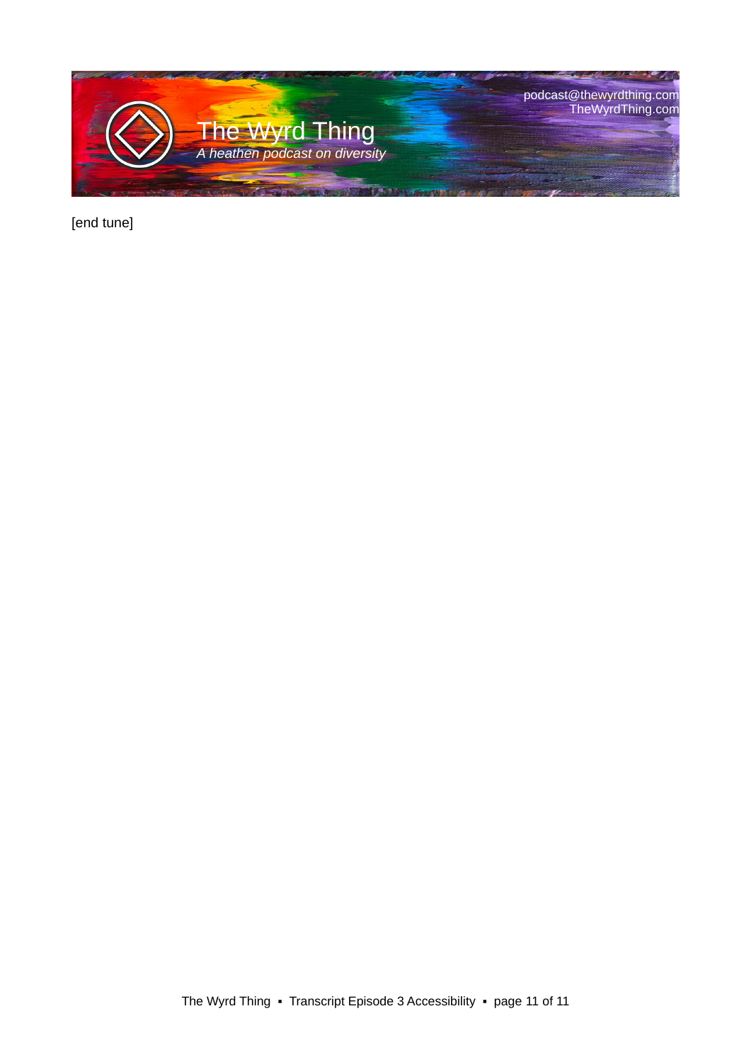[end tune]